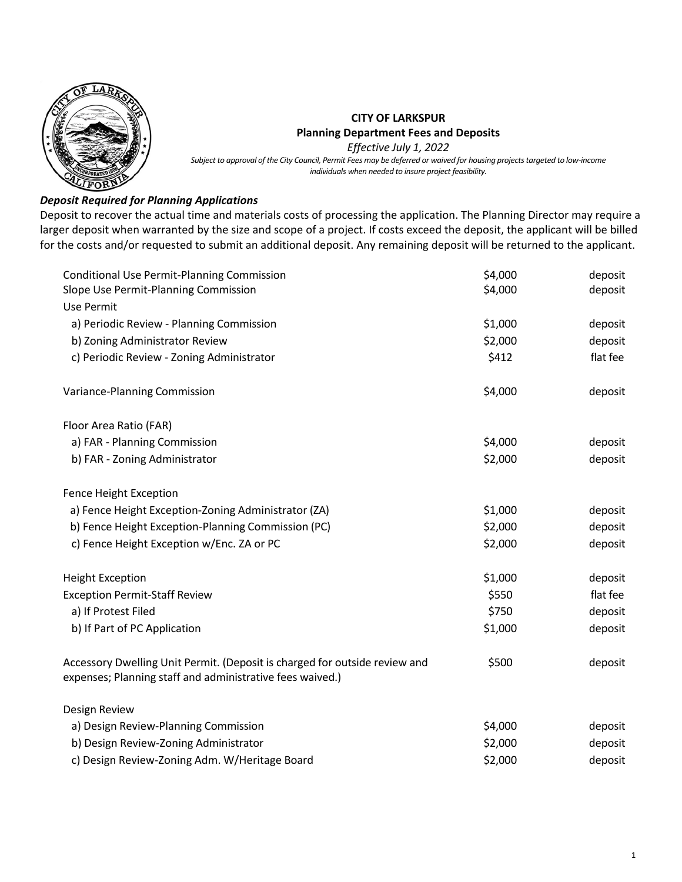# CITY OF LARKSPUR

## Planning Department Fees and Deposits

*Effective July 1, 2022*

*Subject to approval of the City Council, Permit Fees may be deferred or waived for housing projects targeted to low-income individuals when needed to insure project feasibility.*

### *Deposit Required for Planning Applications*

Deposit to recover the actual time and materials costs of processing the application. The Planning Director may require a larger deposit when warranted by the size and scope of a project. If costs exceed the deposit, the applicant will be billed for the costs and/or requested to submit an additional deposit. Any remaining deposit will be returned to the applicant.

| Application | Amount | Type |
|---|---|---|
| Conditional Use Permit-Planning Commission | $4,000 | deposit |
| Slope Use Permit-Planning Commission | $4,000 | deposit |
| Use Permit | | |
| a) Periodic Review - Planning Commission | $1,000 | deposit |
| b) Zoning Administrator Review | $2,000 | deposit |
| c) Periodic Review - Zoning Administrator | $412 | flat fee |
| Variance-Planning Commission | $4,000 | deposit |
| Floor Area Ratio (FAR) | | |
| a) FAR - Planning Commission | $4,000 | deposit |
| b) FAR - Zoning Administrator | $2,000 | deposit |
| Fence Height Exception | | |
| a) Fence Height Exception-Zoning Administrator (ZA) | $1,000 | deposit |
| b) Fence Height Exception-Planning Commission (PC) | $2,000 | deposit |
| c) Fence Height Exception w/Enc. ZA or PC | $2,000 | deposit |
| Height Exception | $1,000 | deposit |
| Exception Permit-Staff Review | $550 | flat fee |
| a) If Protest Filed | $750 | deposit |
| b) If Part of PC Application | $1,000 | deposit |
| Accessory Dwelling Unit Permit. (Deposit is charged for outside review and expenses; Planning staff and administrative fees waived.) | $500 | deposit |
| Design Review | | |
| a) Design Review-Planning Commission | $4,000 | deposit |
| b) Design Review-Zoning Administrator | $2,000 | deposit |
| c) Design Review-Zoning Adm. W/Heritage Board | $2,000 | deposit |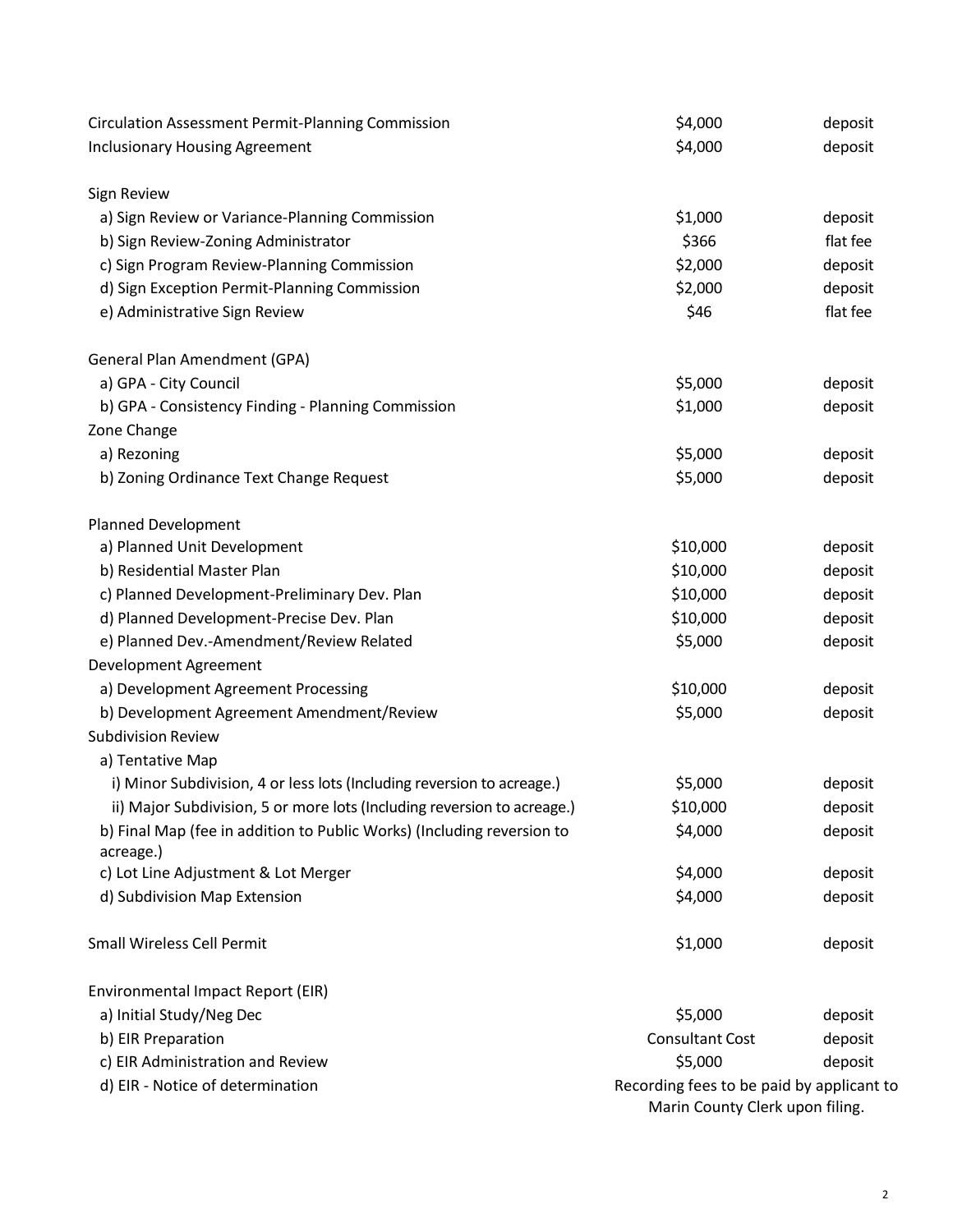| | | |
|---|---|---|
| Circulation Assessment Permit-Planning Commission | $4,000 | deposit |
| Inclusionary Housing Agreement | $4,000 | deposit |
| | | |
| Sign Review | | |
| a) Sign Review or Variance-Planning Commission | $1,000 | deposit |
| b) Sign Review-Zoning Administrator | $366 | flat fee |
| c) Sign Program Review-Planning Commission | $2,000 | deposit |
| d) Sign Exception Permit-Planning Commission | $2,000 | deposit |
| e) Administrative Sign Review | $46 | flat fee |
| | | |
| General Plan Amendment (GPA) | | |
| a) GPA - City Council | $5,000 | deposit |
| b) GPA - Consistency Finding - Planning Commission | $1,000 | deposit |
| Zone Change | | |
| a) Rezoning | $5,000 | deposit |
| b) Zoning Ordinance Text Change Request | $5,000 | deposit |
| | | |
| Planned Development | | |
| a) Planned Unit Development | $10,000 | deposit |
| b) Residential Master Plan | $10,000 | deposit |
| c) Planned Development-Preliminary Dev. Plan | $10,000 | deposit |
| d) Planned Development-Precise Dev. Plan | $10,000 | deposit |
| e) Planned Dev.-Amendment/Review Related | $5,000 | deposit |
| Development Agreement | | |
| a) Development Agreement Processing | $10,000 | deposit |
| b) Development Agreement Amendment/Review | $5,000 | deposit |
| Subdivision Review | | |
| a) Tentative Map | | |
| i) Minor Subdivision, 4 or less lots (Including reversion to acreage.) | $5,000 | deposit |
| ii) Major Subdivision, 5 or more lots (Including reversion to acreage.) | $10,000 | deposit |
| b) Final Map (fee in addition to Public Works) (Including reversion to acreage.) | $4,000 | deposit |
| c) Lot Line Adjustment & Lot Merger | $4,000 | deposit |
| d) Subdivision Map Extension | $4,000 | deposit |
| | | |
| Small Wireless Cell Permit | $1,000 | deposit |
| | | |
| Environmental Impact Report (EIR) | | |
| a) Initial Study/Neg Dec | $5,000 | deposit |
| b) EIR Preparation | Consultant Cost | deposit |
| c) EIR Administration and Review | $5,000 | deposit |
| d) EIR - Notice of determination | Recording fees to be paid by applicant to Marin County Clerk upon filing. | |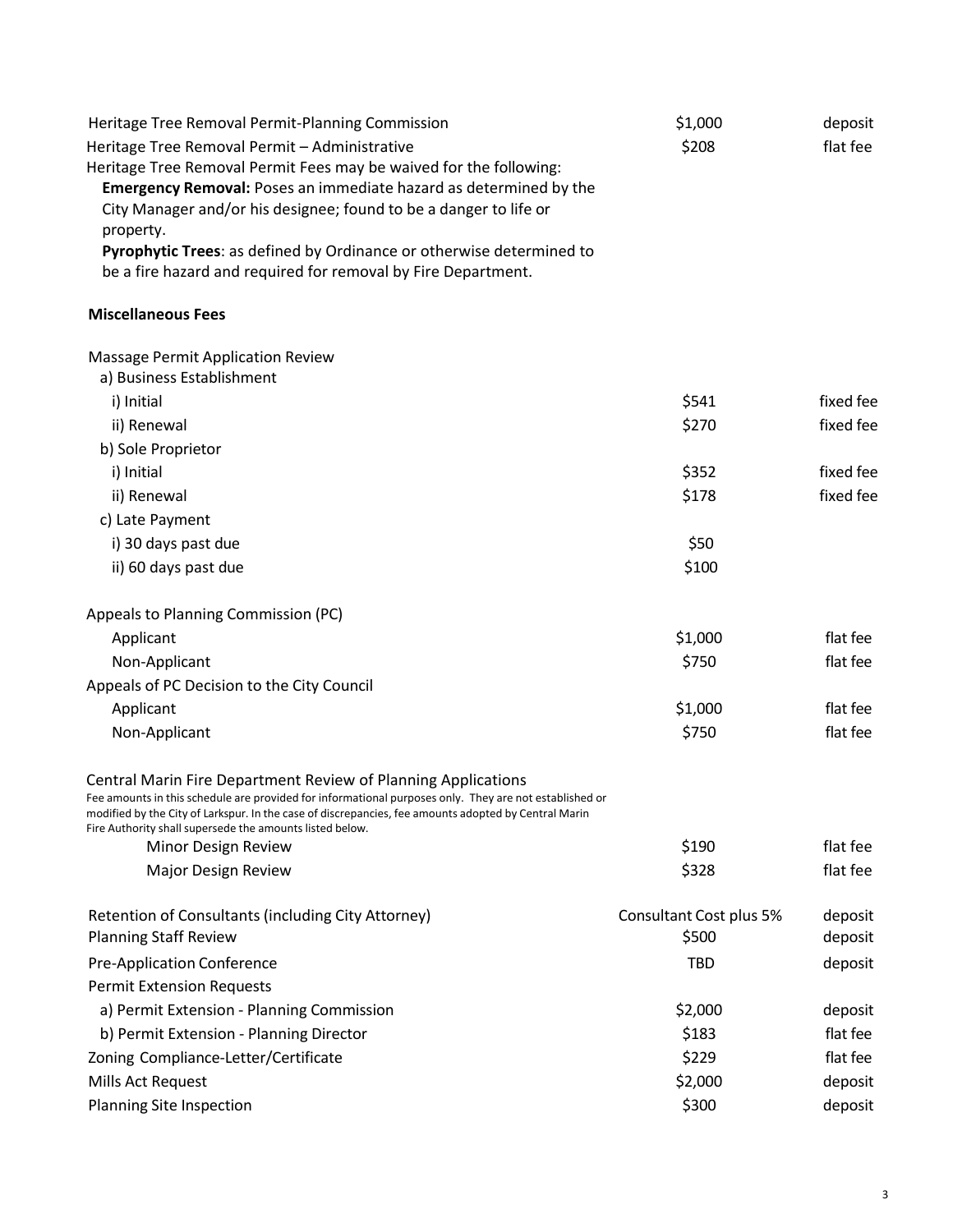| | | |
|---|---|---|
| Heritage Tree Removal Permit-Planning Commission | $1,000 | deposit |
| Heritage Tree Removal Permit – Administrative | $208 | flat fee |

Heritage Tree Removal Permit Fees may be waived for the following:

**Emergency Removal:** Poses an immediate hazard as determined by the City Manager and/or his designee; found to be a danger to life or property.

**Pyrophytic Trees**: as defined by Ordinance or otherwise determined to be a fire hazard and required for removal by Fire Department.

**Miscellaneous Fees**

| | | |
|---|---|---|
| Massage Permit Application Review | | |
| a) Business Establishment | | |
| i) Initial | $541 | fixed fee |
| ii) Renewal | $270 | fixed fee |
| b) Sole Proprietor | | |
| i) Initial | $352 | fixed fee |
| ii) Renewal | $178 | fixed fee |
| c) Late Payment | | |
| i) 30 days past due | $50 | |
| ii) 60 days past due | $100 | |
| Appeals to Planning Commission (PC) | | |
| Applicant | $1,000 | flat fee |
| Non-Applicant | $750 | flat fee |
| Appeals of PC Decision to the City Council | | |
| Applicant | $1,000 | flat fee |
| Non-Applicant | $750 | flat fee |

Central Marin Fire Department Review of Planning Applications

Fee amounts in this schedule are provided for informational purposes only. They are not established or modified by the City of Larkspur. In the case of discrepancies, fee amounts adopted by Central Marin Fire Authority shall supersede the amounts listed below.

| | | |
|---|---|---|
| Minor Design Review | $190 | flat fee |
| Major Design Review | $328 | flat fee |
| Retention of Consultants (including City Attorney) | Consultant Cost plus 5% | deposit |
| Planning Staff Review | $500 | deposit |
| Pre-Application Conference | TBD | deposit |
| Permit Extension Requests | | |
| a) Permit Extension - Planning Commission | $2,000 | deposit |
| b) Permit Extension - Planning Director | $183 | flat fee |
| Zoning Compliance-Letter/Certificate | $229 | flat fee |
| Mills Act Request | $2,000 | deposit |
| Planning Site Inspection | $300 | deposit |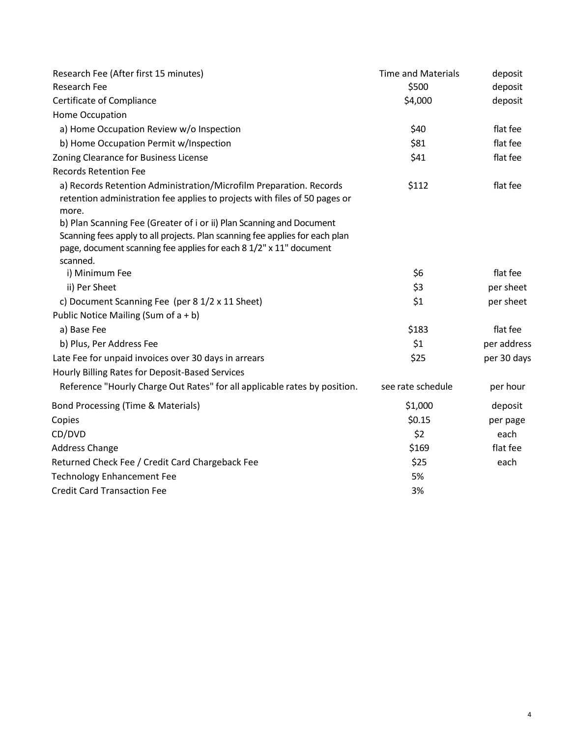| | | |
|---|---|---|
| Research Fee (After first 15 minutes) | Time and Materials | deposit |
| Research Fee | $500 | deposit |
| Certificate of Compliance | $4,000 | deposit |
| Home Occupation | | |
| a) Home Occupation Review w/o Inspection | $40 | flat fee |
| b) Home Occupation Permit w/Inspection | $81 | flat fee |
| Zoning Clearance for Business License | $41 | flat fee |
| Records Retention Fee | | |
| a) Records Retention Administration/Microfilm Preparation. Records retention administration fee applies to projects with files of 50 pages or more. | $112 | flat fee |
| b) Plan Scanning Fee (Greater of i or ii) Plan Scanning and Document Scanning fees apply to all projects. Plan scanning fee applies for each plan page, document scanning fee applies for each 8 1/2" x 11" document scanned. | | |
| i) Minimum Fee | $6 | flat fee |
| ii) Per Sheet | $3 | per sheet |
| c) Document Scanning Fee (per 8 1/2 x 11 Sheet) | $1 | per sheet |
| Public Notice Mailing (Sum of a + b) | | |
| a) Base Fee | $183 | flat fee |
| b) Plus, Per Address Fee | $1 | per address |
| Late Fee for unpaid invoices over 30 days in arrears | $25 | per 30 days |
| Hourly Billing Rates for Deposit-Based Services | | |
| Reference "Hourly Charge Out Rates" for all applicable rates by position. | see rate schedule | per hour |
| Bond Processing (Time & Materials) | $1,000 | deposit |
| Copies | $0.15 | per page |
| CD/DVD | $2 | each |
| Address Change | $169 | flat fee |
| Returned Check Fee / Credit Card Chargeback Fee | $25 | each |
| Technology Enhancement Fee | 5% | |
| Credit Card Transaction Fee | 3% | |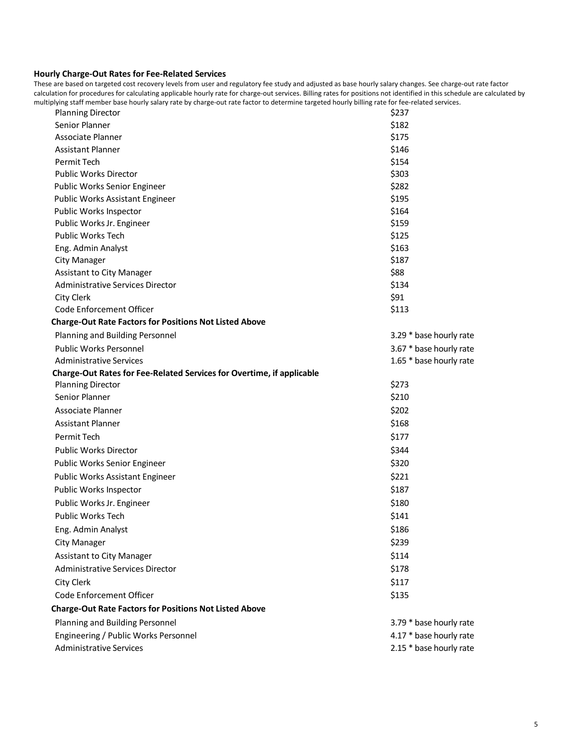**Hourly Charge-Out Rates for Fee-Related Services**

These are based on targeted cost recovery levels from user and regulatory fee study and adjusted as base hourly salary changes. See charge-out rate factor calculation for procedures for calculating applicable hourly rate for charge-out services. Billing rates for positions not identified in this schedule are calculated by multiplying staff member base hourly salary rate by charge-out rate factor to determine targeted hourly billing rate for fee-related services.

| | |
|---|---|
| Planning Director | $237 |
| Senior Planner | $182 |
| Associate Planner | $175 |
| Assistant Planner | $146 |
| Permit Tech | $154 |
| Public Works Director | $303 |
| Public Works Senior Engineer | $282 |
| Public Works Assistant Engineer | $195 |
| Public Works Inspector | $164 |
| Public Works Jr. Engineer | $159 |
| Public Works Tech | $125 |
| Eng. Admin Analyst | $163 |
| City Manager | $187 |
| Assistant to City Manager | $88 |
| Administrative Services Director | $134 |
| City Clerk | $91 |
| Code Enforcement Officer | $113 |
| **Charge-Out Rate Factors for Positions Not Listed Above** | |
| Planning and Building Personnel | 3.29 * base hourly rate |
| Public Works Personnel | 3.67 * base hourly rate |
| Administrative Services | 1.65 * base hourly rate |
| **Charge-Out Rates for Fee-Related Services for Overtime, if applicable** | |
| Planning Director | $273 |
| Senior Planner | $210 |
| Associate Planner | $202 |
| Assistant Planner | $168 |
| Permit Tech | $177 |
| Public Works Director | $344 |
| Public Works Senior Engineer | $320 |
| Public Works Assistant Engineer | $221 |
| Public Works Inspector | $187 |
| Public Works Jr. Engineer | $180 |
| Public Works Tech | $141 |
| Eng. Admin Analyst | $186 |
| City Manager | $239 |
| Assistant to City Manager | $114 |
| Administrative Services Director | $178 |
| City Clerk | $117 |
| Code Enforcement Officer | $135 |
| **Charge-Out Rate Factors for Positions Not Listed Above** | |
| Planning and Building Personnel | 3.79 * base hourly rate |
| Engineering / Public Works Personnel | 4.17 * base hourly rate |
| Administrative Services | 2.15 * base hourly rate |